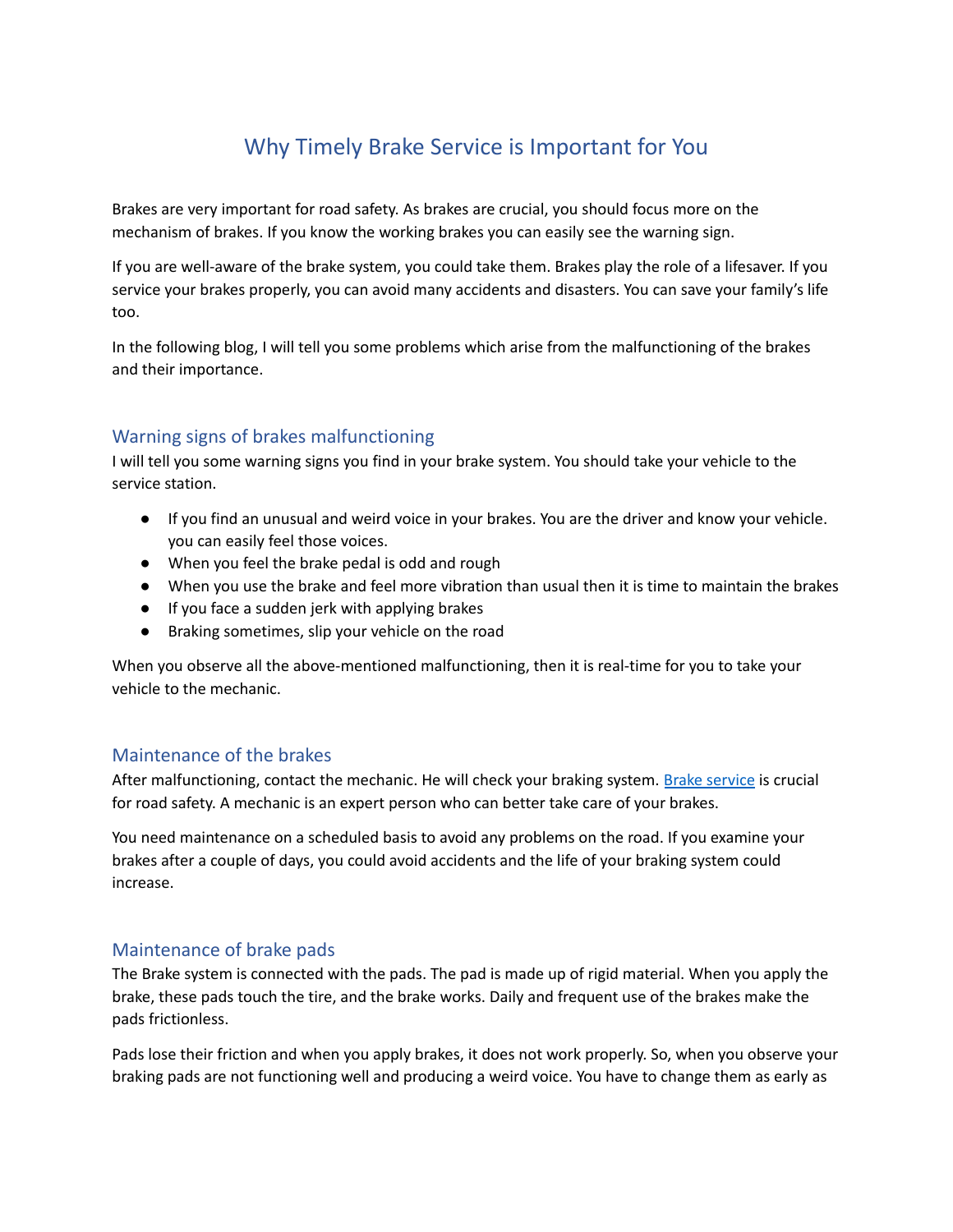# Why Timely Brake Service is Important for You

Brakes are very important for road safety. As brakes are crucial, you should focus more on the mechanism of brakes. If you know the working brakes you can easily see the warning sign.

If you are well-aware of the brake system, you could take them. Brakes play the role of a lifesaver. If you service your brakes properly, you can avoid many accidents and disasters. You can save your family's life too.

In the following blog, I will tell you some problems which arise from the malfunctioning of the brakes and their importance.

## Warning signs of brakes malfunctioning

I will tell you some warning signs you find in your brake system. You should take your vehicle to the service station.

- If you find an unusual and weird voice in your brakes. You are the driver and know your vehicle. you can easily feel those voices.
- When you feel the brake pedal is odd and rough
- When you use the brake and feel more vibration than usual then it is time to maintain the brakes
- If you face a sudden jerk with applying brakes
- Braking sometimes, slip your vehicle on the road

When you observe all the above-mentioned malfunctioning, then it is real-time for you to take your vehicle to the mechanic.

## Maintenance of the brakes

After malfunctioning, contact the mechanic. He will check your braking system. [Brake service] is crucial for road safety. A mechanic is an expert person who can better take care of your brakes.

You need maintenance on a scheduled basis to avoid any problems on the road. If you examine your brakes after a couple of days, you could avoid accidents and the life of your braking system could increase.

## Maintenance of brake pads

The Brake system is connected with the pads. The pad is made up of rigid material. When you apply the brake, these pads touch the tire, and the brake works. Daily and frequent use of the brakes make the pads frictionless.

Pads lose their friction and when you apply brakes, it does not work properly. So, when you observe your braking pads are not functioning well and producing a weird voice. You have to change them as early as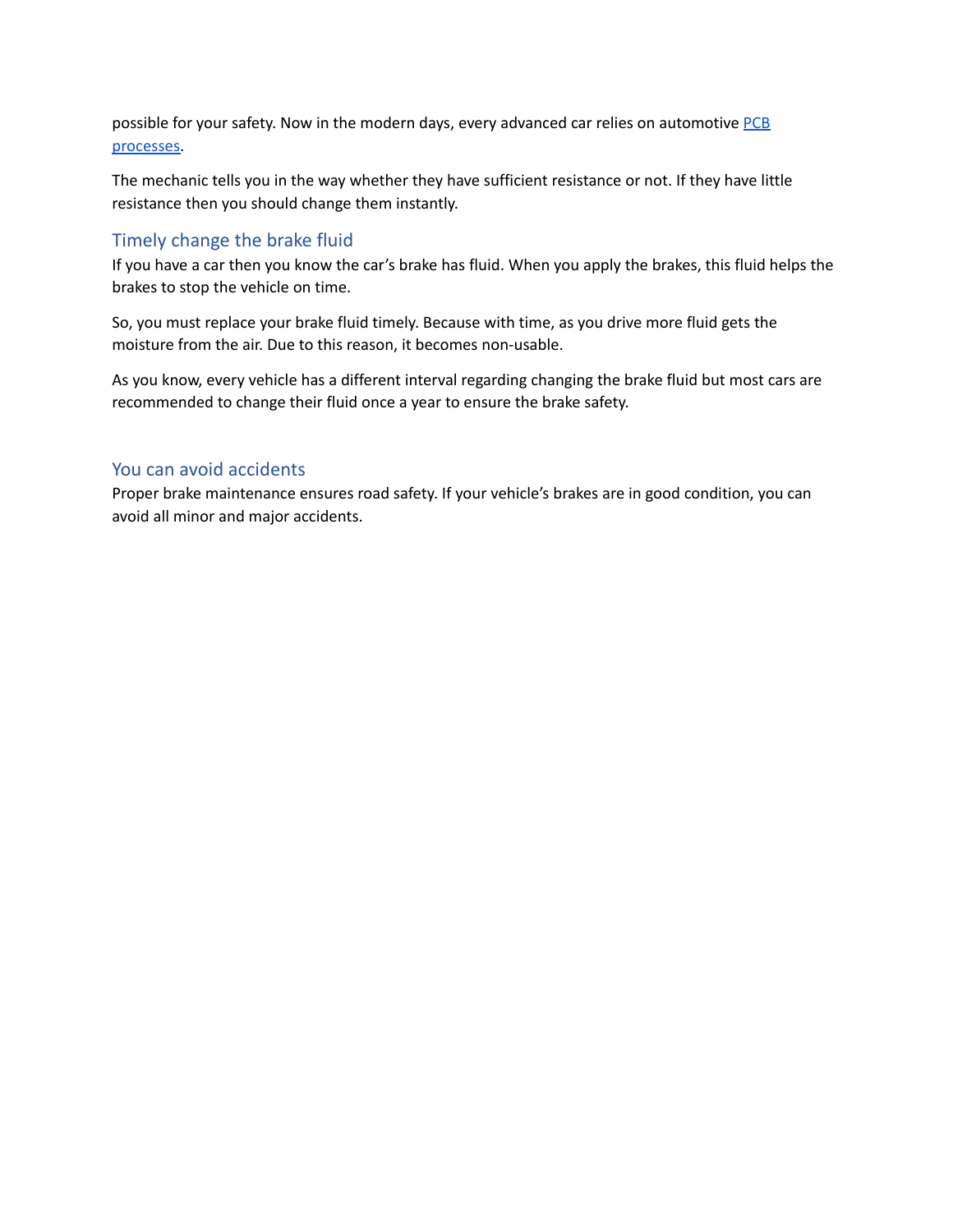possible for your safety. Now in the modern days, every advanced car relies on automotive [PCB processes](#).

The mechanic tells you in the way whether they have sufficient resistance or not. If they have little resistance then you should change them instantly.

## Timely change the brake fluid

If you have a car then you know the car's brake has fluid. When you apply the brakes, this fluid helps the brakes to stop the vehicle on time.

So, you must replace your brake fluid timely. Because with time, as you drive more fluid gets the moisture from the air. Due to this reason, it becomes non-usable.

As you know, every vehicle has a different interval regarding changing the brake fluid but most cars are recommended to change their fluid once a year to ensure the brake safety.

## You can avoid accidents

Proper brake maintenance ensures road safety. If your vehicle's brakes are in good condition, you can avoid all minor and major accidents.